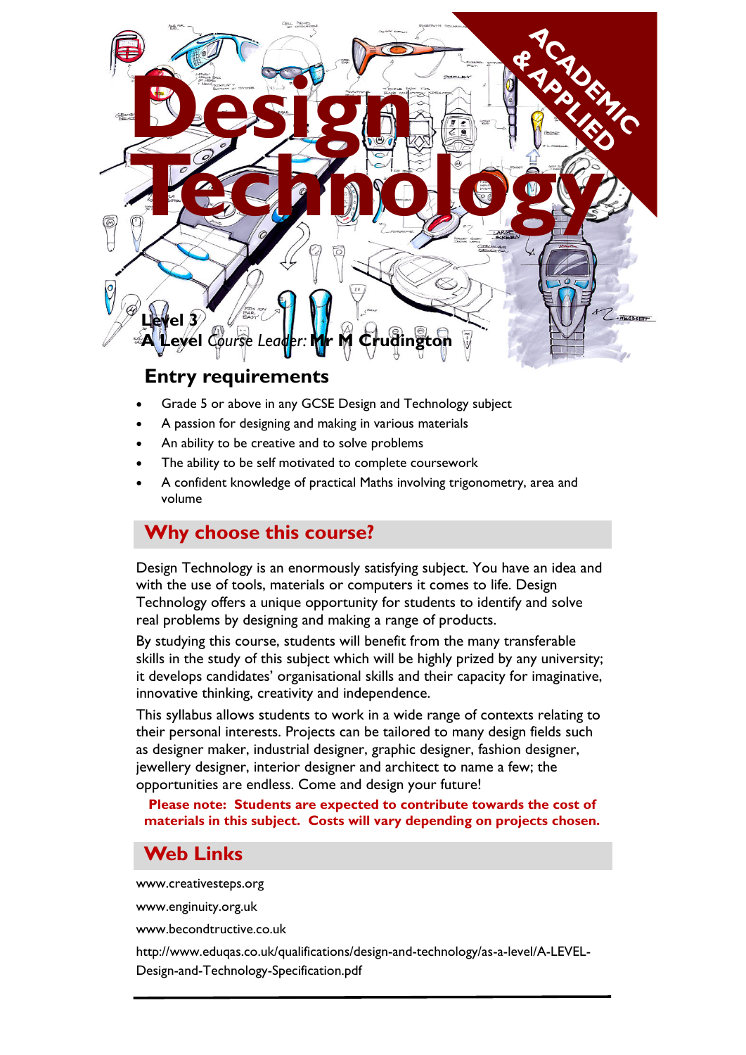# Design Technology

ACADEMIC & APPLIED

**Level 3**

**A Level** *Course Leader:* **Mr M Crudington**

## Entry requirements

- Grade 5 or above in any GCSE Design and Technology subject
- A passion for designing and making in various materials
- An ability to be creative and to solve problems
- The ability to be self motivated to complete coursework
- A confident knowledge of practical Maths involving trigonometry, area and volume

## Why choose this course?

Design Technology is an enormously satisfying subject. You have an idea and with the use of tools, materials or computers it comes to life. Design Technology offers a unique opportunity for students to identify and solve real problems by designing and making a range of products.

By studying this course, students will benefit from the many transferable skills in the study of this subject which will be highly prized by any university; it develops candidates' organisational skills and their capacity for imaginative, innovative thinking, creativity and independence.

This syllabus allows students to work in a wide range of contexts relating to their personal interests. Projects can be tailored to many design fields such as designer maker, industrial designer, graphic designer, fashion designer, jewellery designer, interior designer and architect to name a few; the opportunities are endless. Come and design your future!

**Please note: Students are expected to contribute towards the cost of materials in this subject. Costs will vary depending on projects chosen.**

## Web Links

www.creativesteps.org

www.enginuity.org.uk

www.becondtructive.co.uk

http://www.eduqas.co.uk/qualifications/design-and-technology/as-a-level/A-LEVEL-Design-and-Technology-Specification.pdf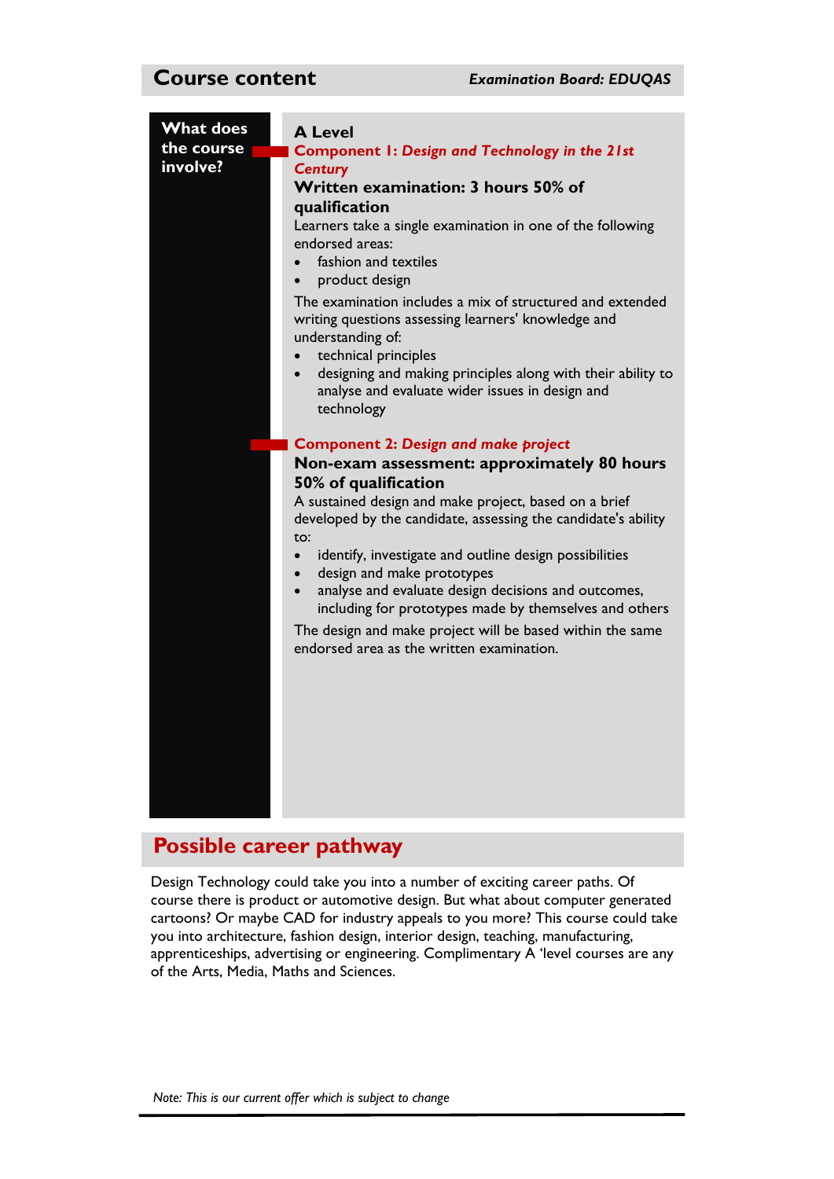## Course content

***Examination Board: EDUQAS***

**What does the course involve?**

### A Level

**Component 1:** ***Design and Technology in the 21st Century***

**Written examination: 3 hours 50% of qualification**

Learners take a single examination in one of the following endorsed areas:

- fashion and textiles
- product design

The examination includes a mix of structured and extended writing questions assessing learners' knowledge and understanding of:

- technical principles
- designing and making principles along with their ability to analyse and evaluate wider issues in design and technology

**Component 2:** ***Design and make project***

**Non-exam assessment: approximately 80 hours 50% of qualification**

A sustained design and make project, based on a brief developed by the candidate, assessing the candidate's ability to:

- identify, investigate and outline design possibilities
- design and make prototypes
- analyse and evaluate design decisions and outcomes, including for prototypes made by themselves and others

The design and make project will be based within the same endorsed area as the written examination.

## Possible career pathway

Design Technology could take you into a number of exciting career paths. Of course there is product or automotive design. But what about computer generated cartoons? Or maybe CAD for industry appeals to you more? This course could take you into architecture, fashion design, interior design, teaching, manufacturing, apprenticeships, advertising or engineering. Complimentary A 'level courses are any of the Arts, Media, Maths and Sciences.

*Note: This is our current offer which is subject to change*